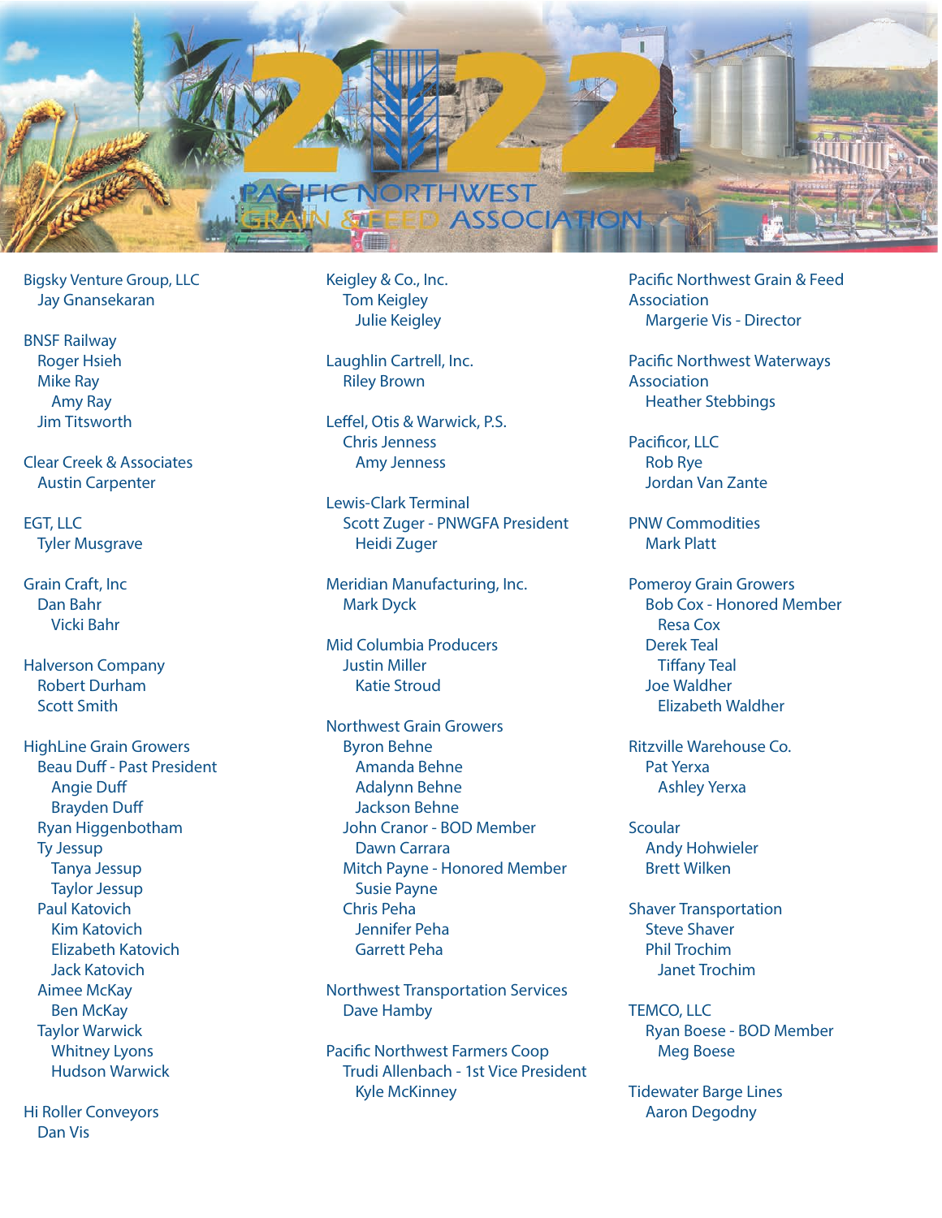# 2022 Pacific Northwest Grain & Feed Association

Bigsky Venture Group, LLC
- Jay Gnansekaran

BNSF Railway
- Roger Hsieh
- Mike Ray
  - Amy Ray
- Jim Titsworth

Clear Creek & Associates
- Austin Carpenter

EGT, LLC
- Tyler Musgrave

Grain Craft, Inc
- Dan Bahr
  - Vicki Bahr

Halverson Company
- Robert Durham
- Scott Smith

HighLine Grain Growers
- Beau Duff - Past President
  - Angie Duff
  - Brayden Duff
- Ryan Higgenbotham
- Ty Jessup
  - Tanya Jessup
  - Taylor Jessup
- Paul Katovich
  - Kim Katovich
  - Elizabeth Katovich
  - Jack Katovich
- Aimee McKay
  - Ben McKay
- Taylor Warwick
  - Whitney Lyons
  - Hudson Warwick

Hi Roller Conveyors
- Dan Vis

Keigley & Co., Inc.
- Tom Keigley
  - Julie Keigley

Laughlin Cartrell, Inc.
- Riley Brown

Leffel, Otis & Warwick, P.S.
- Chris Jenness
  - Amy Jenness

Lewis-Clark Terminal
- Scott Zuger - PNWGFA President
  - Heidi Zuger

Meridian Manufacturing, Inc.
- Mark Dyck

Mid Columbia Producers
- Justin Miller
  - Katie Stroud

Northwest Grain Growers
- Byron Behne
  - Amanda Behne
  - Adalynn Behne
  - Jackson Behne
- John Cranor - BOD Member
  - Dawn Carrara
- Mitch Payne - Honored Member
  - Susie Payne
- Chris Peha
  - Jennifer Peha
  - Garrett Peha

Northwest Transportation Services
- Dave Hamby

Pacific Northwest Farmers Coop
- Trudi Allenbach - 1st Vice President
  - Kyle McKinney

Pacific Northwest Grain & Feed Association
- Margerie Vis - Director

Pacific Northwest Waterways Association
- Heather Stebbings

Pacificor, LLC
- Rob Rye
- Jordan Van Zante

PNW Commodities
- Mark Platt

Pomeroy Grain Growers
- Bob Cox - Honored Member
  - Resa Cox
- Derek Teal
  - Tiffany Teal
- Joe Waldher
  - Elizabeth Waldher

Ritzville Warehouse Co.
- Pat Yerxa
  - Ashley Yerxa

Scoular
- Andy Hohwieler
- Brett Wilken

Shaver Transportation
- Steve Shaver
- Phil Trochim
  - Janet Trochim

TEMCO, LLC
- Ryan Boese - BOD Member
  - Meg Boese

Tidewater Barge Lines
- Aaron Degodny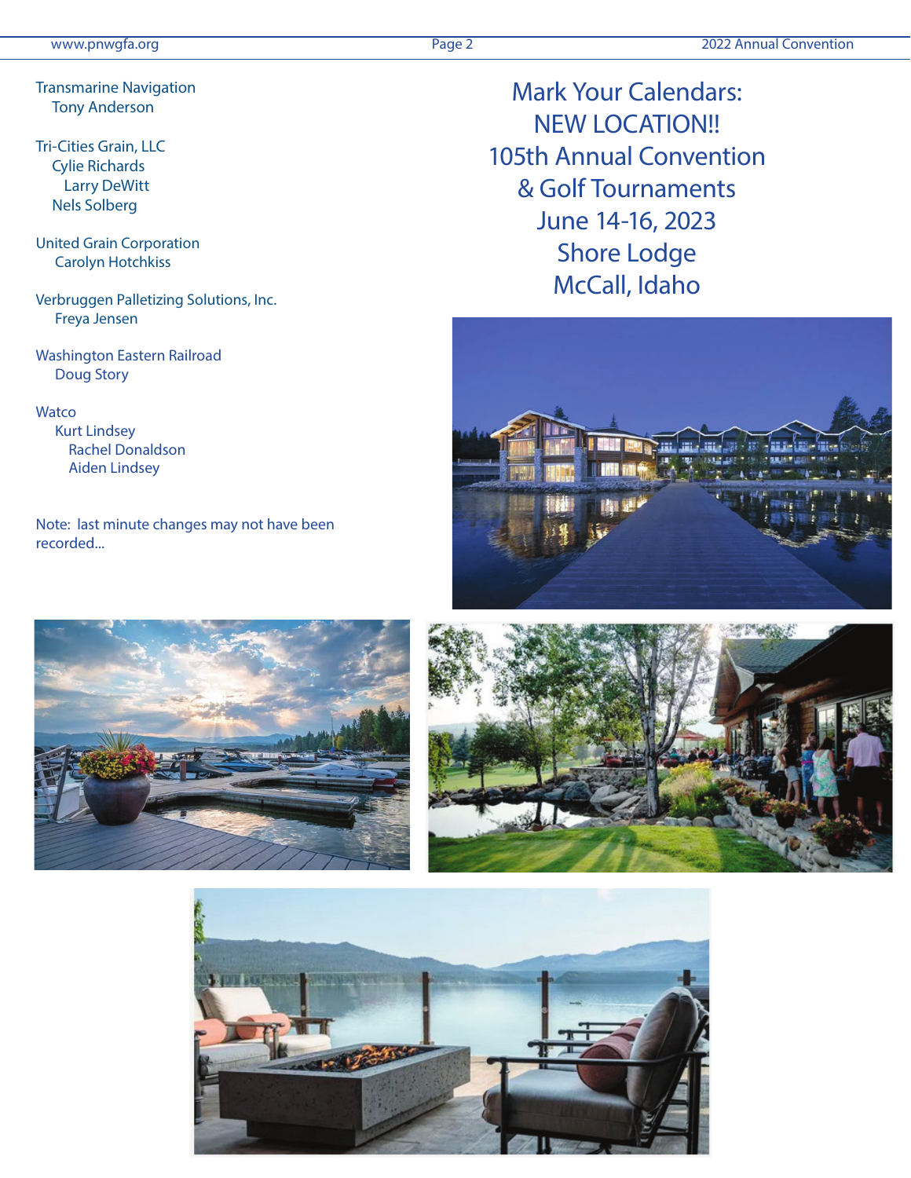Transmarine Navigation
- Tony Anderson

Tri-Cities Grain, LLC
- Cylie Richards
  - Larry DeWitt
- Nels Solberg

United Grain Corporation
- Carolyn Hotchkiss

Verbruggen Palletizing Solutions, Inc.
- Freya Jensen

Washington Eastern Railroad
- Doug Story

Watco
- Kurt Lindsey
  - Rachel Donaldson
  - Aiden Lindsey

Note: last minute changes may not have been recorded...

# Mark Your Calendars:
# NEW LOCATION!!
# 105th Annual Convention & Golf Tournaments
# June 14-16, 2023
# Shore Lodge
# McCall, Idaho